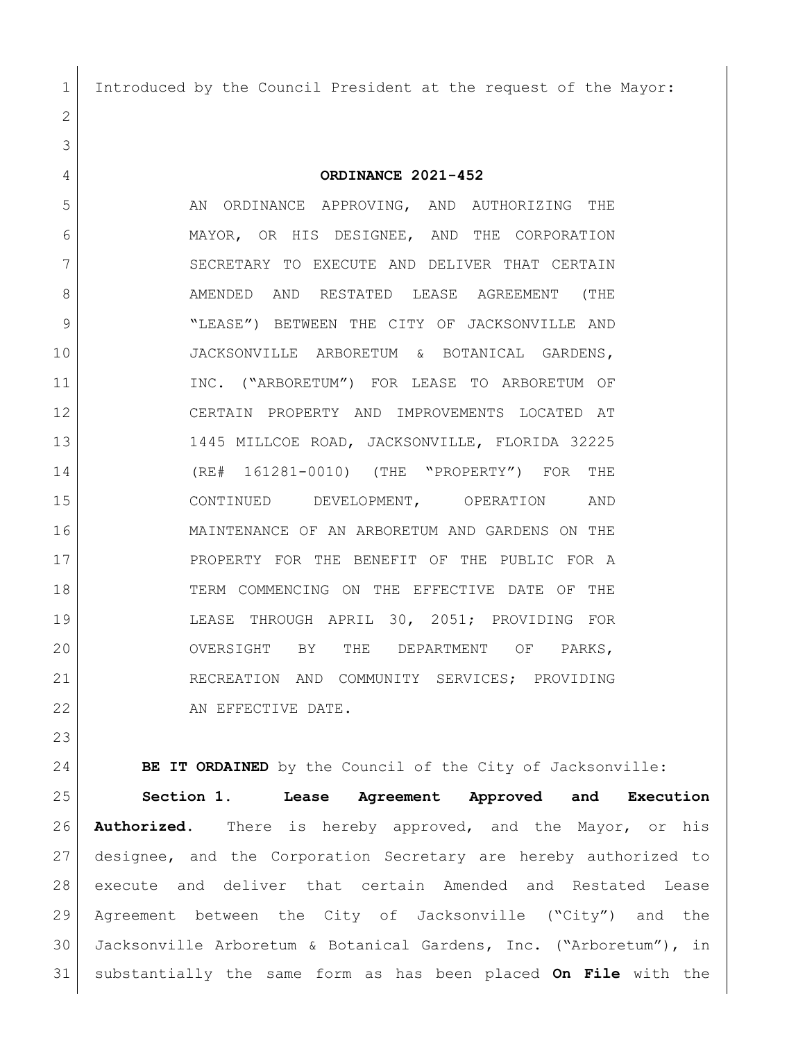Introduced by the Council President at the request of the Mayor:

# ORDINANCE 2021-452

AN ORDINANCE APPROVING, AND AUTHORIZING THE MAYOR, OR HIS DESIGNEE, AND THE CORPORATION SECRETARY TO EXECUTE AND DELIVER THAT CERTAIN AMENDED AND RESTATED LEASE AGREEMENT (THE "LEASE") BETWEEN THE CITY OF JACKSONVILLE AND JACKSONVILLE ARBORETUM & BOTANICAL GARDENS, INC. ("ARBORETUM") FOR LEASE TO ARBORETUM OF CERTAIN PROPERTY AND IMPROVEMENTS LOCATED AT 1445 MILLCOE ROAD, JACKSONVILLE, FLORIDA 32225 (RE# 161281-0010) (THE "PROPERTY") FOR THE CONTINUED DEVELOPMENT, OPERATION AND MAINTENANCE OF AN ARBORETUM AND GARDENS ON THE PROPERTY FOR THE BENEFIT OF THE PUBLIC FOR A TERM COMMENCING ON THE EFFECTIVE DATE OF THE LEASE THROUGH APRIL 30, 2051; PROVIDING FOR OVERSIGHT BY THE DEPARTMENT OF PARKS, RECREATION AND COMMUNITY SERVICES; PROVIDING AN EFFECTIVE DATE.

**BE IT ORDAINED** by the Council of the City of Jacksonville:

**Section 1. Lease Agreement Approved and Execution Authorized.** There is hereby approved, and the Mayor, or his designee, and the Corporation Secretary are hereby authorized to execute and deliver that certain Amended and Restated Lease Agreement between the City of Jacksonville ("City") and the Jacksonville Arboretum & Botanical Gardens, Inc. ("Arboretum"), in substantially the same form as has been placed **On File** with the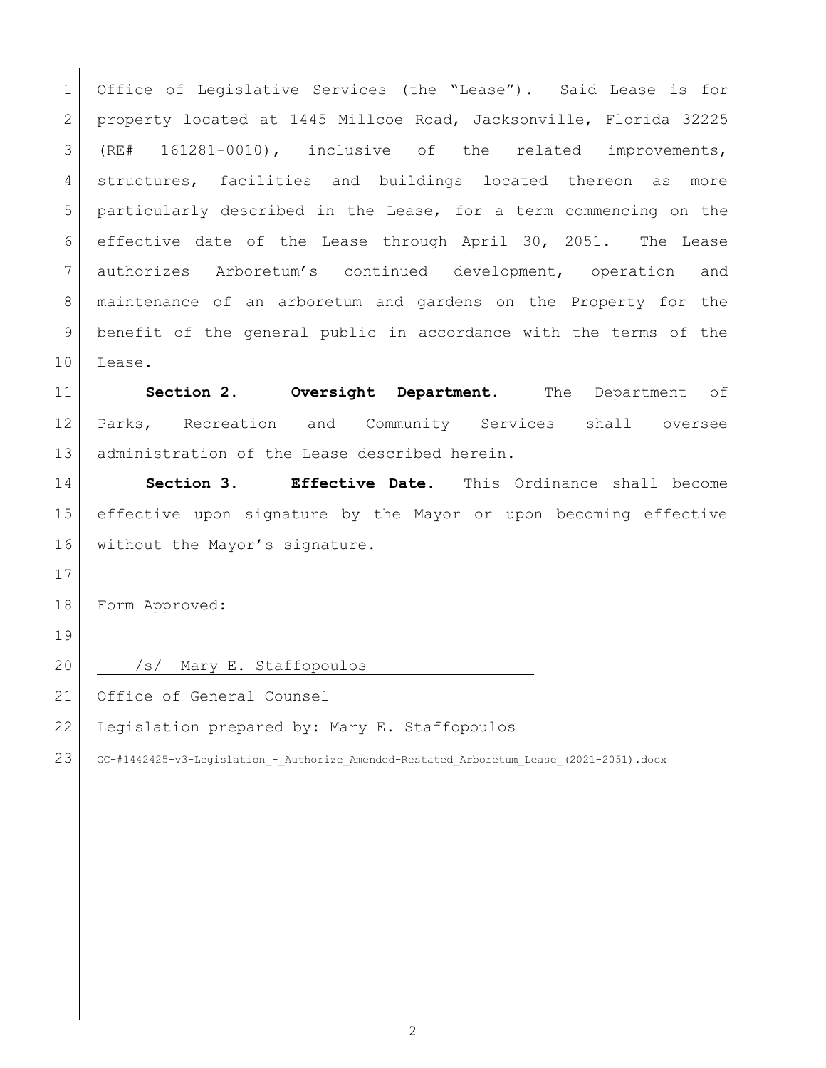Office of Legislative Services (the "Lease"). Said Lease is for property located at 1445 Millcoe Road, Jacksonville, Florida 32225 (RE# 161281-0010), inclusive of the related improvements, structures, facilities and buildings located thereon as more particularly described in the Lease, for a term commencing on the effective date of the Lease through April 30, 2051. The Lease authorizes Arboretum's continued development, operation and maintenance of an arboretum and gardens on the Property for the benefit of the general public in accordance with the terms of the Lease.

**Section 2. Oversight Department.** The Department of Parks, Recreation and Community Services shall oversee administration of the Lease described herein.

**Section 3. Effective Date.** This Ordinance shall become effective upon signature by the Mayor or upon becoming effective without the Mayor's signature.

Form Approved:

/s/ Mary E. Staffopoulos

Office of General Counsel

Legislation prepared by: Mary E. Staffopoulos

GC-#1442425-v3-Legislation_-_Authorize_Amended-Restated_Arboretum_Lease_(2021-2051).docx